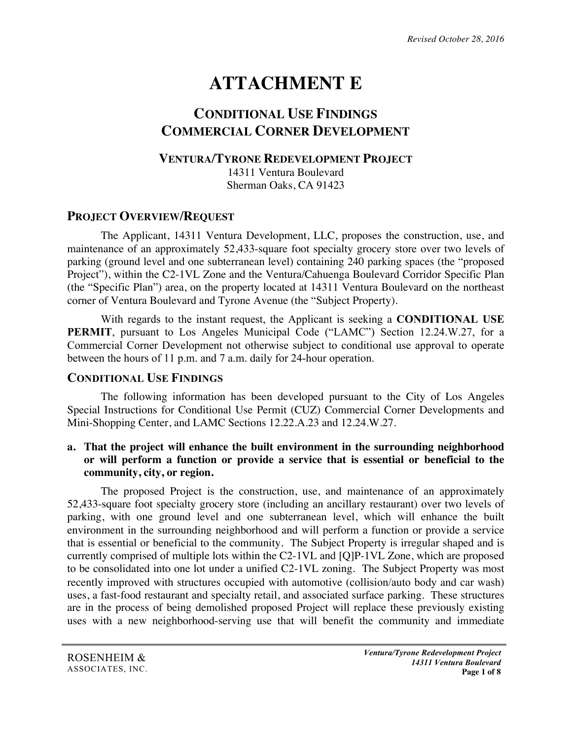*Revised October 28, 2016*

# ATTACHMENT E

## CONDITIONAL USE FINDINGS
## COMMERCIAL CORNER DEVELOPMENT

### VENTURA/TYRONE REDEVELOPMENT PROJECT

14311 Ventura Boulevard
Sherman Oaks, CA 91423

## PROJECT OVERVIEW/REQUEST

The Applicant, 14311 Ventura Development, LLC, proposes the construction, use, and maintenance of an approximately 52,433-square foot specialty grocery store over two levels of parking (ground level and one subterranean level) containing 240 parking spaces (the "proposed Project"), within the C2-1VL Zone and the Ventura/Cahuenga Boulevard Corridor Specific Plan (the "Specific Plan") area, on the property located at 14311 Ventura Boulevard on the northeast corner of Ventura Boulevard and Tyrone Avenue (the "Subject Property).

With regards to the instant request, the Applicant is seeking a **CONDITIONAL USE PERMIT**, pursuant to Los Angeles Municipal Code ("LAMC") Section 12.24.W.27, for a Commercial Corner Development not otherwise subject to conditional use approval to operate between the hours of 11 p.m. and 7 a.m. daily for 24-hour operation.

## CONDITIONAL USE FINDINGS

The following information has been developed pursuant to the City of Los Angeles Special Instructions for Conditional Use Permit (CUZ) Commercial Corner Developments and Mini-Shopping Center, and LAMC Sections 12.22.A.23 and 12.24.W.27.

**a. That the project will enhance the built environment in the surrounding neighborhood or will perform a function or provide a service that is essential or beneficial to the community, city, or region.**

The proposed Project is the construction, use, and maintenance of an approximately 52,433-square foot specialty grocery store (including an ancillary restaurant) over two levels of parking, with one ground level and one subterranean level, which will enhance the built environment in the surrounding neighborhood and will perform a function or provide a service that is essential or beneficial to the community. The Subject Property is irregular shaped and is currently comprised of multiple lots within the C2-1VL and [Q]P-1VL Zone, which are proposed to be consolidated into one lot under a unified C2-1VL zoning. The Subject Property was most recently improved with structures occupied with automotive (collision/auto body and car wash) uses, a fast-food restaurant and specialty retail, and associated surface parking. These structures are in the process of being demolished proposed Project will replace these previously existing uses with a new neighborhood-serving use that will benefit the community and immediate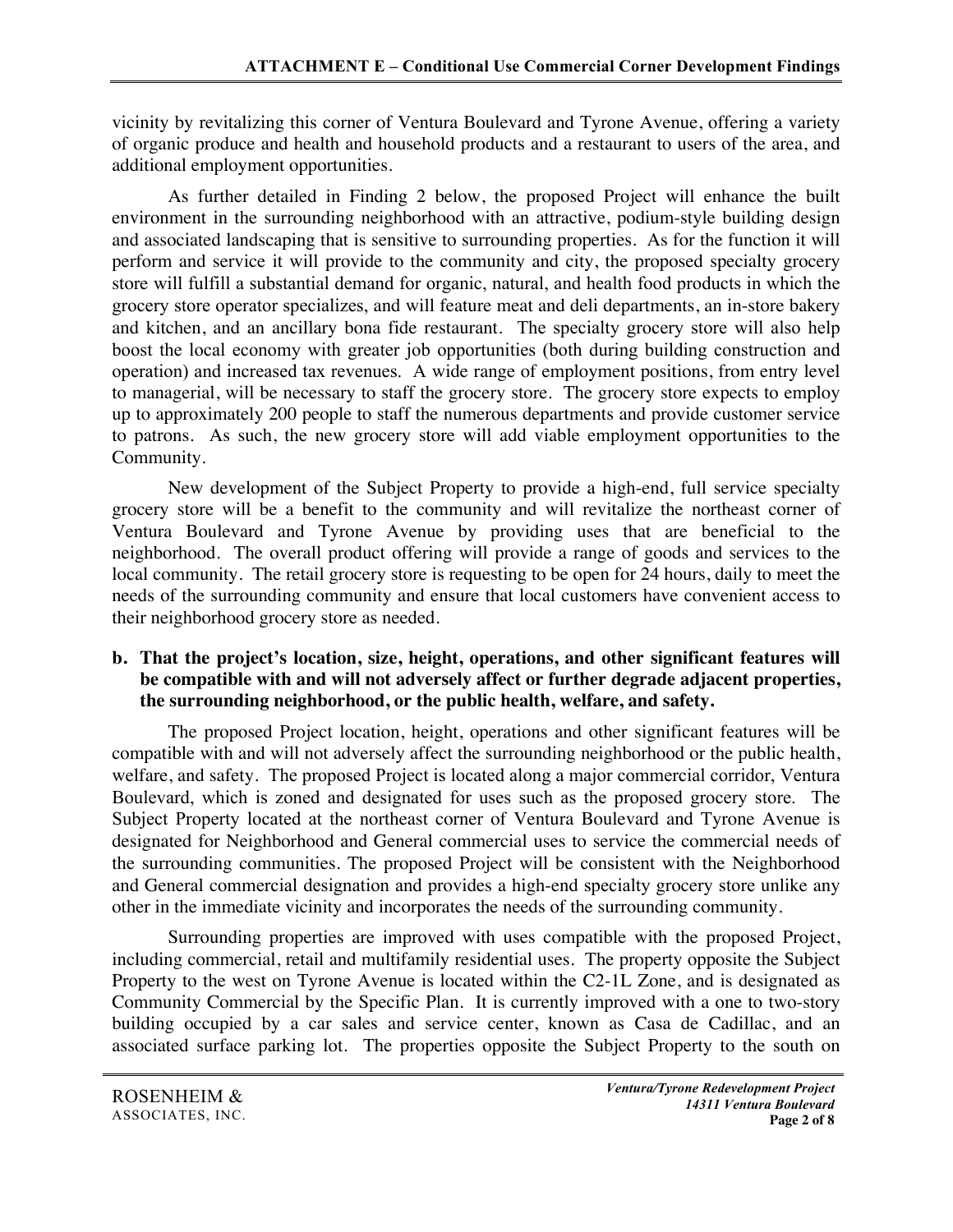vicinity by revitalizing this corner of Ventura Boulevard and Tyrone Avenue, offering a variety of organic produce and health and household products and a restaurant to users of the area, and additional employment opportunities.

As further detailed in Finding 2 below, the proposed Project will enhance the built environment in the surrounding neighborhood with an attractive, podium-style building design and associated landscaping that is sensitive to surrounding properties. As for the function it will perform and service it will provide to the community and city, the proposed specialty grocery store will fulfill a substantial demand for organic, natural, and health food products in which the grocery store operator specializes, and will feature meat and deli departments, an in-store bakery and kitchen, and an ancillary bona fide restaurant. The specialty grocery store will also help boost the local economy with greater job opportunities (both during building construction and operation) and increased tax revenues. A wide range of employment positions, from entry level to managerial, will be necessary to staff the grocery store. The grocery store expects to employ up to approximately 200 people to staff the numerous departments and provide customer service to patrons. As such, the new grocery store will add viable employment opportunities to the Community.

New development of the Subject Property to provide a high-end, full service specialty grocery store will be a benefit to the community and will revitalize the northeast corner of Ventura Boulevard and Tyrone Avenue by providing uses that are beneficial to the neighborhood. The overall product offering will provide a range of goods and services to the local community. The retail grocery store is requesting to be open for 24 hours, daily to meet the needs of the surrounding community and ensure that local customers have convenient access to their neighborhood grocery store as needed.

**b. That the project's location, size, height, operations, and other significant features will be compatible with and will not adversely affect or further degrade adjacent properties, the surrounding neighborhood, or the public health, welfare, and safety.**

The proposed Project location, height, operations and other significant features will be compatible with and will not adversely affect the surrounding neighborhood or the public health, welfare, and safety. The proposed Project is located along a major commercial corridor, Ventura Boulevard, which is zoned and designated for uses such as the proposed grocery store. The Subject Property located at the northeast corner of Ventura Boulevard and Tyrone Avenue is designated for Neighborhood and General commercial uses to service the commercial needs of the surrounding communities. The proposed Project will be consistent with the Neighborhood and General commercial designation and provides a high-end specialty grocery store unlike any other in the immediate vicinity and incorporates the needs of the surrounding community.

Surrounding properties are improved with uses compatible with the proposed Project, including commercial, retail and multifamily residential uses. The property opposite the Subject Property to the west on Tyrone Avenue is located within the C2-1L Zone, and is designated as Community Commercial by the Specific Plan. It is currently improved with a one to two-story building occupied by a car sales and service center, known as Casa de Cadillac, and an associated surface parking lot. The properties opposite the Subject Property to the south on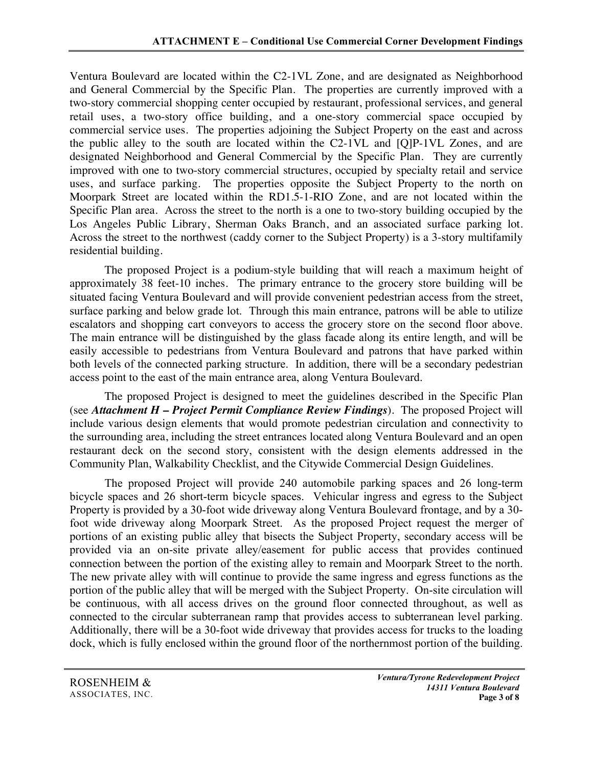Ventura Boulevard are located within the C2-1VL Zone, and are designated as Neighborhood and General Commercial by the Specific Plan. The properties are currently improved with a two-story commercial shopping center occupied by restaurant, professional services, and general retail uses, a two-story office building, and a one-story commercial space occupied by commercial service uses. The properties adjoining the Subject Property on the east and across the public alley to the south are located within the C2-1VL and [Q]P-1VL Zones, and are designated Neighborhood and General Commercial by the Specific Plan. They are currently improved with one to two-story commercial structures, occupied by specialty retail and service uses, and surface parking. The properties opposite the Subject Property to the north on Moorpark Street are located within the RD1.5-1-RIO Zone, and are not located within the Specific Plan area. Across the street to the north is a one to two-story building occupied by the Los Angeles Public Library, Sherman Oaks Branch, and an associated surface parking lot. Across the street to the northwest (caddy corner to the Subject Property) is a 3-story multifamily residential building.

The proposed Project is a podium-style building that will reach a maximum height of approximately 38 feet-10 inches. The primary entrance to the grocery store building will be situated facing Ventura Boulevard and will provide convenient pedestrian access from the street, surface parking and below grade lot. Through this main entrance, patrons will be able to utilize escalators and shopping cart conveyors to access the grocery store on the second floor above. The main entrance will be distinguished by the glass facade along its entire length, and will be easily accessible to pedestrians from Ventura Boulevard and patrons that have parked within both levels of the connected parking structure. In addition, there will be a secondary pedestrian access point to the east of the main entrance area, along Ventura Boulevard.

The proposed Project is designed to meet the guidelines described in the Specific Plan (see ***Attachment H – Project Permit Compliance Review Findings***). The proposed Project will include various design elements that would promote pedestrian circulation and connectivity to the surrounding area, including the street entrances located along Ventura Boulevard and an open restaurant deck on the second story, consistent with the design elements addressed in the Community Plan, Walkability Checklist, and the Citywide Commercial Design Guidelines.

The proposed Project will provide 240 automobile parking spaces and 26 long-term bicycle spaces and 26 short-term bicycle spaces. Vehicular ingress and egress to the Subject Property is provided by a 30-foot wide driveway along Ventura Boulevard frontage, and by a 30-foot wide driveway along Moorpark Street. As the proposed Project request the merger of portions of an existing public alley that bisects the Subject Property, secondary access will be provided via an on-site private alley/easement for public access that provides continued connection between the portion of the existing alley to remain and Moorpark Street to the north. The new private alley with will continue to provide the same ingress and egress functions as the portion of the public alley that will be merged with the Subject Property. On-site circulation will be continuous, with all access drives on the ground floor connected throughout, as well as connected to the circular subterranean ramp that provides access to subterranean level parking. Additionally, there will be a 30-foot wide driveway that provides access for trucks to the loading dock, which is fully enclosed within the ground floor of the northernmost portion of the building.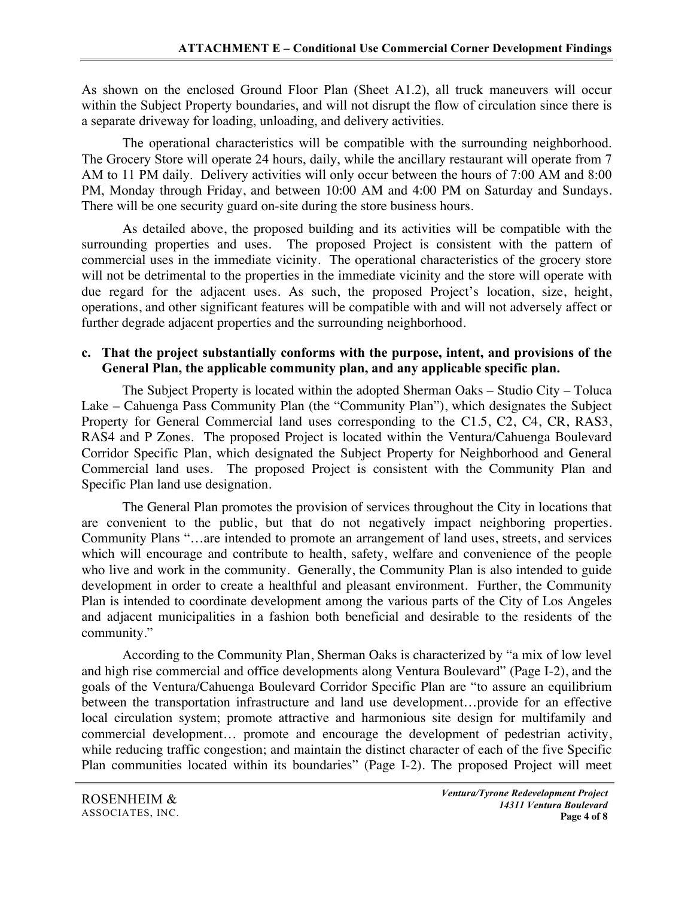As shown on the enclosed Ground Floor Plan (Sheet A1.2), all truck maneuvers will occur within the Subject Property boundaries, and will not disrupt the flow of circulation since there is a separate driveway for loading, unloading, and delivery activities.

The operational characteristics will be compatible with the surrounding neighborhood. The Grocery Store will operate 24 hours, daily, while the ancillary restaurant will operate from 7 AM to 11 PM daily. Delivery activities will only occur between the hours of 7:00 AM and 8:00 PM, Monday through Friday, and between 10:00 AM and 4:00 PM on Saturday and Sundays. There will be one security guard on-site during the store business hours.

As detailed above, the proposed building and its activities will be compatible with the surrounding properties and uses. The proposed Project is consistent with the pattern of commercial uses in the immediate vicinity. The operational characteristics of the grocery store will not be detrimental to the properties in the immediate vicinity and the store will operate with due regard for the adjacent uses. As such, the proposed Project's location, size, height, operations, and other significant features will be compatible with and will not adversely affect or further degrade adjacent properties and the surrounding neighborhood.

**c. That the project substantially conforms with the purpose, intent, and provisions of the General Plan, the applicable community plan, and any applicable specific plan.**

The Subject Property is located within the adopted Sherman Oaks – Studio City – Toluca Lake – Cahuenga Pass Community Plan (the "Community Plan"), which designates the Subject Property for General Commercial land uses corresponding to the C1.5, C2, C4, CR, RAS3, RAS4 and P Zones. The proposed Project is located within the Ventura/Cahuenga Boulevard Corridor Specific Plan, which designated the Subject Property for Neighborhood and General Commercial land uses. The proposed Project is consistent with the Community Plan and Specific Plan land use designation.

The General Plan promotes the provision of services throughout the City in locations that are convenient to the public, but that do not negatively impact neighboring properties. Community Plans "…are intended to promote an arrangement of land uses, streets, and services which will encourage and contribute to health, safety, welfare and convenience of the people who live and work in the community. Generally, the Community Plan is also intended to guide development in order to create a healthful and pleasant environment. Further, the Community Plan is intended to coordinate development among the various parts of the City of Los Angeles and adjacent municipalities in a fashion both beneficial and desirable to the residents of the community."

According to the Community Plan, Sherman Oaks is characterized by "a mix of low level and high rise commercial and office developments along Ventura Boulevard" (Page I-2), and the goals of the Ventura/Cahuenga Boulevard Corridor Specific Plan are "to assure an equilibrium between the transportation infrastructure and land use development…provide for an effective local circulation system; promote attractive and harmonious site design for multifamily and commercial development… promote and encourage the development of pedestrian activity, while reducing traffic congestion; and maintain the distinct character of each of the five Specific Plan communities located within its boundaries" (Page I-2). The proposed Project will meet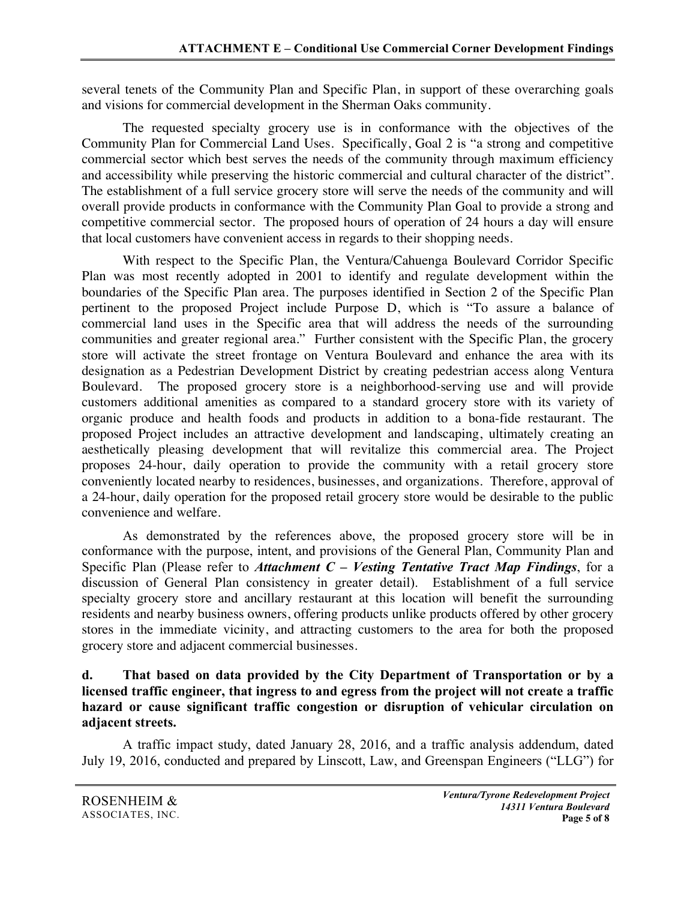several tenets of the Community Plan and Specific Plan, in support of these overarching goals and visions for commercial development in the Sherman Oaks community.

The requested specialty grocery use is in conformance with the objectives of the Community Plan for Commercial Land Uses. Specifically, Goal 2 is "a strong and competitive commercial sector which best serves the needs of the community through maximum efficiency and accessibility while preserving the historic commercial and cultural character of the district". The establishment of a full service grocery store will serve the needs of the community and will overall provide products in conformance with the Community Plan Goal to provide a strong and competitive commercial sector. The proposed hours of operation of 24 hours a day will ensure that local customers have convenient access in regards to their shopping needs.

With respect to the Specific Plan, the Ventura/Cahuenga Boulevard Corridor Specific Plan was most recently adopted in 2001 to identify and regulate development within the boundaries of the Specific Plan area. The purposes identified in Section 2 of the Specific Plan pertinent to the proposed Project include Purpose D, which is "To assure a balance of commercial land uses in the Specific area that will address the needs of the surrounding communities and greater regional area." Further consistent with the Specific Plan, the grocery store will activate the street frontage on Ventura Boulevard and enhance the area with its designation as a Pedestrian Development District by creating pedestrian access along Ventura Boulevard. The proposed grocery store is a neighborhood-serving use and will provide customers additional amenities as compared to a standard grocery store with its variety of organic produce and health foods and products in addition to a bona-fide restaurant. The proposed Project includes an attractive development and landscaping, ultimately creating an aesthetically pleasing development that will revitalize this commercial area. The Project proposes 24-hour, daily operation to provide the community with a retail grocery store conveniently located nearby to residences, businesses, and organizations. Therefore, approval of a 24-hour, daily operation for the proposed retail grocery store would be desirable to the public convenience and welfare.

As demonstrated by the references above, the proposed grocery store will be in conformance with the purpose, intent, and provisions of the General Plan, Community Plan and Specific Plan (Please refer to ***Attachment C – Vesting Tentative Tract Map Findings***, for a discussion of General Plan consistency in greater detail). Establishment of a full service specialty grocery store and ancillary restaurant at this location will benefit the surrounding residents and nearby business owners, offering products unlike products offered by other grocery stores in the immediate vicinity, and attracting customers to the area for both the proposed grocery store and adjacent commercial businesses.

**d. That based on data provided by the City Department of Transportation or by a licensed traffic engineer, that ingress to and egress from the project will not create a traffic hazard or cause significant traffic congestion or disruption of vehicular circulation on adjacent streets.**

A traffic impact study, dated January 28, 2016, and a traffic analysis addendum, dated July 19, 2016, conducted and prepared by Linscott, Law, and Greenspan Engineers ("LLG") for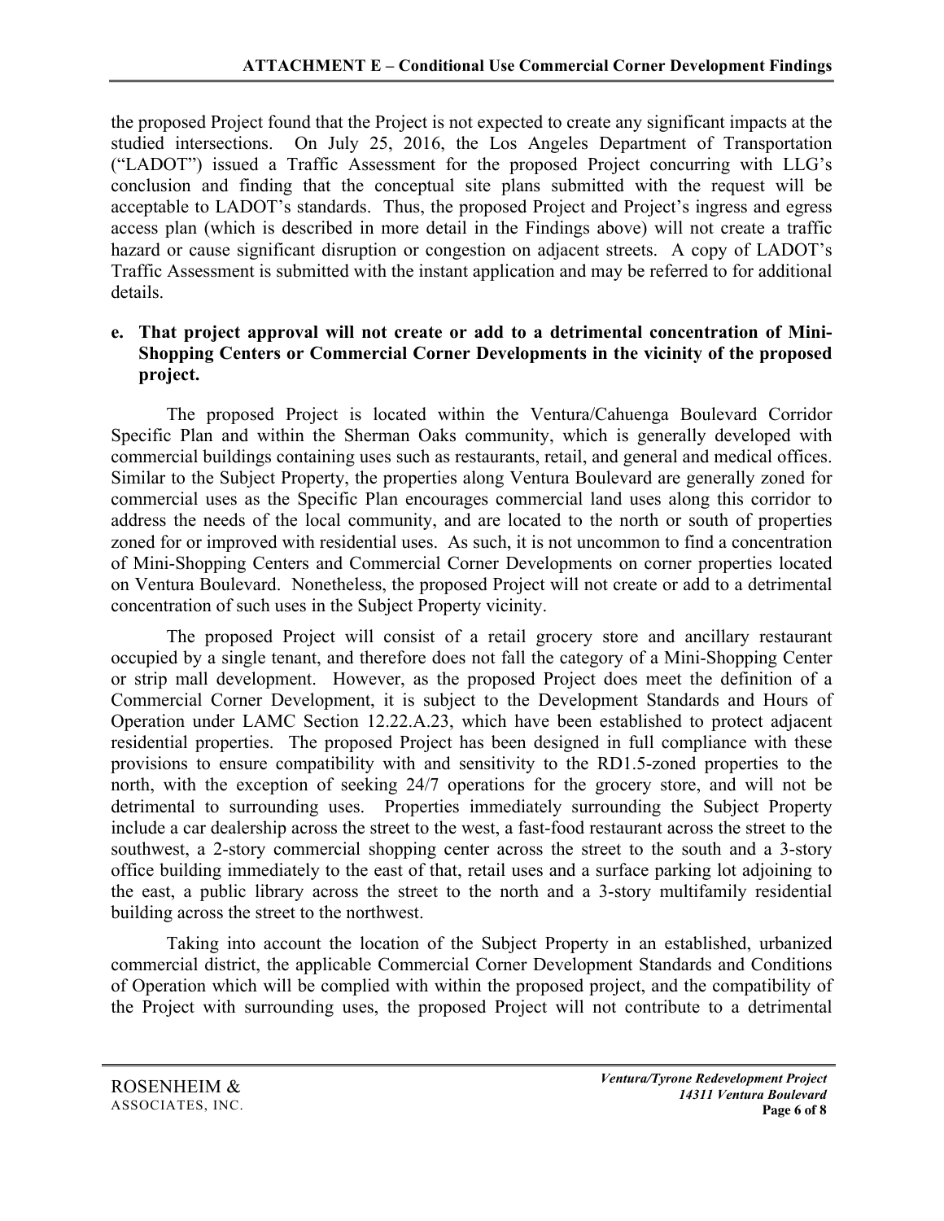the proposed Project found that the Project is not expected to create any significant impacts at the studied intersections. On July 25, 2016, the Los Angeles Department of Transportation ("LADOT") issued a Traffic Assessment for the proposed Project concurring with LLG's conclusion and finding that the conceptual site plans submitted with the request will be acceptable to LADOT's standards. Thus, the proposed Project and Project's ingress and egress access plan (which is described in more detail in the Findings above) will not create a traffic hazard or cause significant disruption or congestion on adjacent streets. A copy of LADOT's Traffic Assessment is submitted with the instant application and may be referred to for additional details.

**e. That project approval will not create or add to a detrimental concentration of Mini-Shopping Centers or Commercial Corner Developments in the vicinity of the proposed project.**

The proposed Project is located within the Ventura/Cahuenga Boulevard Corridor Specific Plan and within the Sherman Oaks community, which is generally developed with commercial buildings containing uses such as restaurants, retail, and general and medical offices. Similar to the Subject Property, the properties along Ventura Boulevard are generally zoned for commercial uses as the Specific Plan encourages commercial land uses along this corridor to address the needs of the local community, and are located to the north or south of properties zoned for or improved with residential uses. As such, it is not uncommon to find a concentration of Mini-Shopping Centers and Commercial Corner Developments on corner properties located on Ventura Boulevard. Nonetheless, the proposed Project will not create or add to a detrimental concentration of such uses in the Subject Property vicinity.

The proposed Project will consist of a retail grocery store and ancillary restaurant occupied by a single tenant, and therefore does not fall the category of a Mini-Shopping Center or strip mall development. However, as the proposed Project does meet the definition of a Commercial Corner Development, it is subject to the Development Standards and Hours of Operation under LAMC Section 12.22.A.23, which have been established to protect adjacent residential properties. The proposed Project has been designed in full compliance with these provisions to ensure compatibility with and sensitivity to the RD1.5-zoned properties to the north, with the exception of seeking 24/7 operations for the grocery store, and will not be detrimental to surrounding uses. Properties immediately surrounding the Subject Property include a car dealership across the street to the west, a fast-food restaurant across the street to the southwest, a 2-story commercial shopping center across the street to the south and a 3-story office building immediately to the east of that, retail uses and a surface parking lot adjoining to the east, a public library across the street to the north and a 3-story multifamily residential building across the street to the northwest.

Taking into account the location of the Subject Property in an established, urbanized commercial district, the applicable Commercial Corner Development Standards and Conditions of Operation which will be complied with within the proposed project, and the compatibility of the Project with surrounding uses, the proposed Project will not contribute to a detrimental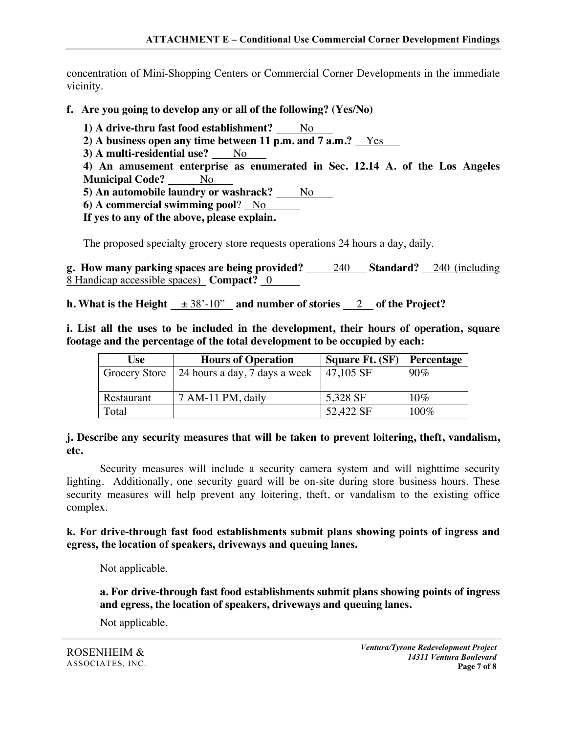concentration of Mini-Shopping Centers or Commercial Corner Developments in the immediate vicinity.

**f. Are you going to develop any or all of the following? (Yes/No)**

**1) A drive-thru fast food establishment?** No

**2) A business open any time between 11 p.m. and 7 a.m.?** Yes

**3) A multi-residential use?** No

**4) An amusement enterprise as enumerated in Sec. 12.14 A. of the Los Angeles Municipal Code?** No

**5) An automobile laundry or washrack?** No

**6) A commercial swimming pool**? No

**If yes to any of the above, please explain.**

The proposed specialty grocery store requests operations 24 hours a day, daily.

**g. How many parking spaces are being provided?** 240 **Standard?** 240 (including 8 Handicap accessible spaces) **Compact?** 0

**h. What is the Height** ± 38'-10" **and number of stories** 2 **of the Project?**

**i. List all the uses to be included in the development, their hours of operation, square footage and the percentage of the total development to be occupied by each:**

| Use | Hours of Operation | Square Ft. (SF) | Percentage |
|---|---|---|---|
| Grocery Store | 24 hours a day, 7 days a week | 47,105 SF | 90% |
| Restaurant | 7 AM-11 PM, daily | 5,328 SF | 10% |
| Total | | 52,422 SF | 100% |

**j. Describe any security measures that will be taken to prevent loitering, theft, vandalism, etc.**

Security measures will include a security camera system and will nighttime security lighting. Additionally, one security guard will be on-site during store business hours. These security measures will help prevent any loitering, theft, or vandalism to the existing office complex.

**k. For drive-through fast food establishments submit plans showing points of ingress and egress, the location of speakers, driveways and queuing lanes.**

Not applicable.

**a. For drive-through fast food establishments submit plans showing points of ingress and egress, the location of speakers, driveways and queuing lanes.**

Not applicable.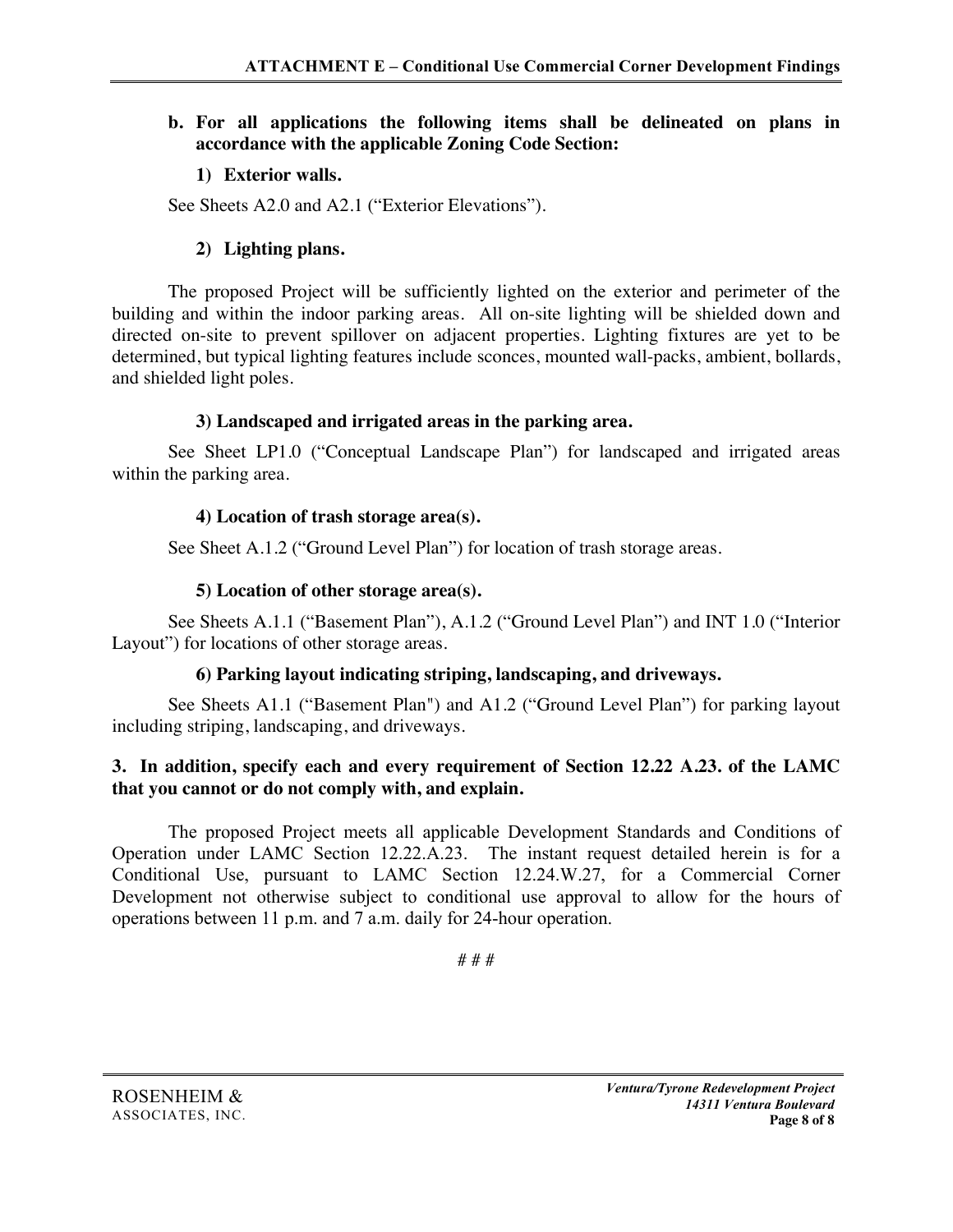**b. For all applications the following items shall be delineated on plans in accordance with the applicable Zoning Code Section:**

**1) Exterior walls.**

See Sheets A2.0 and A2.1 ("Exterior Elevations").

**2) Lighting plans.**

The proposed Project will be sufficiently lighted on the exterior and perimeter of the building and within the indoor parking areas. All on-site lighting will be shielded down and directed on-site to prevent spillover on adjacent properties. Lighting fixtures are yet to be determined, but typical lighting features include sconces, mounted wall-packs, ambient, bollards, and shielded light poles.

**3) Landscaped and irrigated areas in the parking area.**

See Sheet LP1.0 ("Conceptual Landscape Plan") for landscaped and irrigated areas within the parking area.

**4) Location of trash storage area(s).**

See Sheet A.1.2 ("Ground Level Plan") for location of trash storage areas.

**5) Location of other storage area(s).**

See Sheets A.1.1 ("Basement Plan"), A.1.2 ("Ground Level Plan") and INT 1.0 ("Interior Layout") for locations of other storage areas.

**6) Parking layout indicating striping, landscaping, and driveways.**

See Sheets A1.1 ("Basement Plan") and A1.2 ("Ground Level Plan") for parking layout including striping, landscaping, and driveways.

**3. In addition, specify each and every requirement of Section 12.22 A.23. of the LAMC that you cannot or do not comply with, and explain.**

The proposed Project meets all applicable Development Standards and Conditions of Operation under LAMC Section 12.22.A.23. The instant request detailed herein is for a Conditional Use, pursuant to LAMC Section 12.24.W.27, for a Commercial Corner Development not otherwise subject to conditional use approval to allow for the hours of operations between 11 p.m. and 7 a.m. daily for 24-hour operation.

# # #